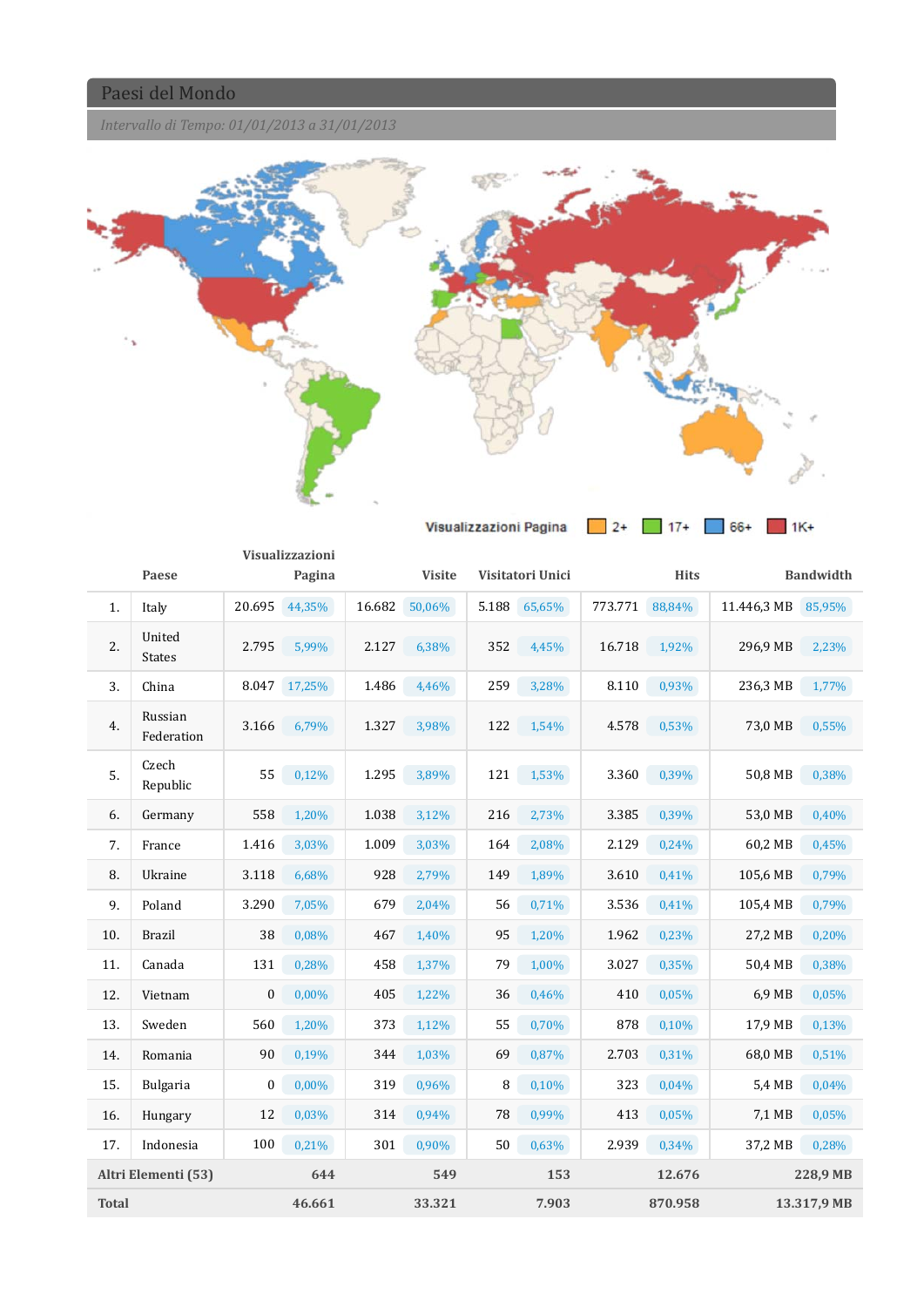## Paesi del Mondo

*Intervallo di Tempo: 01/01/2013 a 31/01/2013*

Visualizzazioni Pagina: 2+ | 17+ | 66+ | 1K+

| | Paese | Visualizzazioni Pagina | | Visite | | Visitatori Unici | | Hits | | Bandwidth | |
|---|---|---|---|---|---|---|---|---|---|---|---|
| 1. | Italy | 20.695 | 44,35% | 16.682 | 50,06% | 5.188 | 65,65% | 773.771 | 88,84% | 11.446,3 MB | 85,95% |
| 2. | United States | 2.795 | 5,99% | 2.127 | 6,38% | 352 | 4,45% | 16.718 | 1,92% | 296,9 MB | 2,23% |
| 3. | China | 8.047 | 17,25% | 1.486 | 4,46% | 259 | 3,28% | 8.110 | 0,93% | 236,3 MB | 1,77% |
| 4. | Russian Federation | 3.166 | 6,79% | 1.327 | 3,98% | 122 | 1,54% | 4.578 | 0,53% | 73,0 MB | 0,55% |
| 5. | Czech Republic | 55 | 0,12% | 1.295 | 3,89% | 121 | 1,53% | 3.360 | 0,39% | 50,8 MB | 0,38% |
| 6. | Germany | 558 | 1,20% | 1.038 | 3,12% | 216 | 2,73% | 3.385 | 0,39% | 53,0 MB | 0,40% |
| 7. | France | 1.416 | 3,03% | 1.009 | 3,03% | 164 | 2,08% | 2.129 | 0,24% | 60,2 MB | 0,45% |
| 8. | Ukraine | 3.118 | 6,68% | 928 | 2,79% | 149 | 1,89% | 3.610 | 0,41% | 105,6 MB | 0,79% |
| 9. | Poland | 3.290 | 7,05% | 679 | 2,04% | 56 | 0,71% | 3.536 | 0,41% | 105,4 MB | 0,79% |
| 10. | Brazil | 38 | 0,08% | 467 | 1,40% | 95 | 1,20% | 1.962 | 0,23% | 27,2 MB | 0,20% |
| 11. | Canada | 131 | 0,28% | 458 | 1,37% | 79 | 1,00% | 3.027 | 0,35% | 50,4 MB | 0,38% |
| 12. | Vietnam | 0 | 0,00% | 405 | 1,22% | 36 | 0,46% | 410 | 0,05% | 6,9 MB | 0,05% |
| 13. | Sweden | 560 | 1,20% | 373 | 1,12% | 55 | 0,70% | 878 | 0,10% | 17,9 MB | 0,13% |
| 14. | Romania | 90 | 0,19% | 344 | 1,03% | 69 | 0,87% | 2.703 | 0,31% | 68,0 MB | 0,51% |
| 15. | Bulgaria | 0 | 0,00% | 319 | 0,96% | 8 | 0,10% | 323 | 0,04% | 5,4 MB | 0,04% |
| 16. | Hungary | 12 | 0,03% | 314 | 0,94% | 78 | 0,99% | 413 | 0,05% | 7,1 MB | 0,05% |
| 17. | Indonesia | 100 | 0,21% | 301 | 0,90% | 50 | 0,63% | 2.939 | 0,34% | 37,2 MB | 0,28% |
| **Altri Elementi (53)** | | **644** | | **549** | | **153** | | **12.676** | | **228,9 MB** | |
| **Total** | | **46.661** | | **33.321** | | **7.903** | | **870.958** | | **13.317,9 MB** | |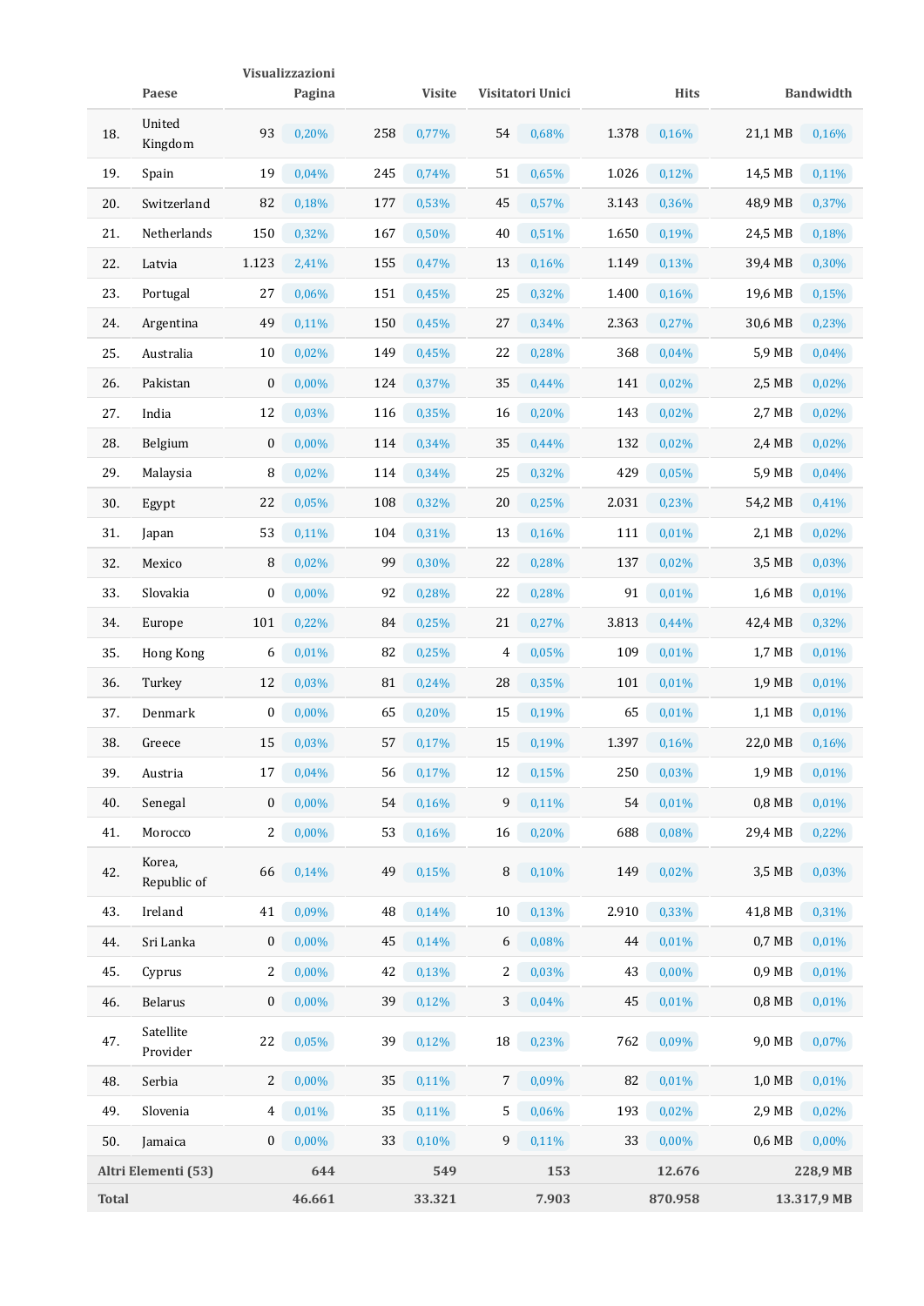| | Paese | Visualizzazioni Pagina | | Visite | | Visitatori Unici | | Hits | | Bandwidth | |
|---|---|---|---|---|---|---|---|---|---|---|---|
| 18. | United Kingdom | 93 | 0,20% | 258 | 0,77% | 54 | 0,68% | 1.378 | 0,16% | 21,1 MB | 0,16% |
| 19. | Spain | 19 | 0,04% | 245 | 0,74% | 51 | 0,65% | 1.026 | 0,12% | 14,5 MB | 0,11% |
| 20. | Switzerland | 82 | 0,18% | 177 | 0,53% | 45 | 0,57% | 3.143 | 0,36% | 48,9 MB | 0,37% |
| 21. | Netherlands | 150 | 0,32% | 167 | 0,50% | 40 | 0,51% | 1.650 | 0,19% | 24,5 MB | 0,18% |
| 22. | Latvia | 1.123 | 2,41% | 155 | 0,47% | 13 | 0,16% | 1.149 | 0,13% | 39,4 MB | 0,30% |
| 23. | Portugal | 27 | 0,06% | 151 | 0,45% | 25 | 0,32% | 1.400 | 0,16% | 19,6 MB | 0,15% |
| 24. | Argentina | 49 | 0,11% | 150 | 0,45% | 27 | 0,34% | 2.363 | 0,27% | 30,6 MB | 0,23% |
| 25. | Australia | 10 | 0,02% | 149 | 0,45% | 22 | 0,28% | 368 | 0,04% | 5,9 MB | 0,04% |
| 26. | Pakistan | 0 | 0,00% | 124 | 0,37% | 35 | 0,44% | 141 | 0,02% | 2,5 MB | 0,02% |
| 27. | India | 12 | 0,03% | 116 | 0,35% | 16 | 0,20% | 143 | 0,02% | 2,7 MB | 0,02% |
| 28. | Belgium | 0 | 0,00% | 114 | 0,34% | 35 | 0,44% | 132 | 0,02% | 2,4 MB | 0,02% |
| 29. | Malaysia | 8 | 0,02% | 114 | 0,34% | 25 | 0,32% | 429 | 0,05% | 5,9 MB | 0,04% |
| 30. | Egypt | 22 | 0,05% | 108 | 0,32% | 20 | 0,25% | 2.031 | 0,23% | 54,2 MB | 0,41% |
| 31. | Japan | 53 | 0,11% | 104 | 0,31% | 13 | 0,16% | 111 | 0,01% | 2,1 MB | 0,02% |
| 32. | Mexico | 8 | 0,02% | 99 | 0,30% | 22 | 0,28% | 137 | 0,02% | 3,5 MB | 0,03% |
| 33. | Slovakia | 0 | 0,00% | 92 | 0,28% | 22 | 0,28% | 91 | 0,01% | 1,6 MB | 0,01% |
| 34. | Europe | 101 | 0,22% | 84 | 0,25% | 21 | 0,27% | 3.813 | 0,44% | 42,4 MB | 0,32% |
| 35. | Hong Kong | 6 | 0,01% | 82 | 0,25% | 4 | 0,05% | 109 | 0,01% | 1,7 MB | 0,01% |
| 36. | Turkey | 12 | 0,03% | 81 | 0,24% | 28 | 0,35% | 101 | 0,01% | 1,9 MB | 0,01% |
| 37. | Denmark | 0 | 0,00% | 65 | 0,20% | 15 | 0,19% | 65 | 0,01% | 1,1 MB | 0,01% |
| 38. | Greece | 15 | 0,03% | 57 | 0,17% | 15 | 0,19% | 1.397 | 0,16% | 22,0 MB | 0,16% |
| 39. | Austria | 17 | 0,04% | 56 | 0,17% | 12 | 0,15% | 250 | 0,03% | 1,9 MB | 0,01% |
| 40. | Senegal | 0 | 0,00% | 54 | 0,16% | 9 | 0,11% | 54 | 0,01% | 0,8 MB | 0,01% |
| 41. | Morocco | 2 | 0,00% | 53 | 0,16% | 16 | 0,20% | 688 | 0,08% | 29,4 MB | 0,22% |
| 42. | Korea, Republic of | 66 | 0,14% | 49 | 0,15% | 8 | 0,10% | 149 | 0,02% | 3,5 MB | 0,03% |
| 43. | Ireland | 41 | 0,09% | 48 | 0,14% | 10 | 0,13% | 2.910 | 0,33% | 41,8 MB | 0,31% |
| 44. | Sri Lanka | 0 | 0,00% | 45 | 0,14% | 6 | 0,08% | 44 | 0,01% | 0,7 MB | 0,01% |
| 45. | Cyprus | 2 | 0,00% | 42 | 0,13% | 2 | 0,03% | 43 | 0,00% | 0,9 MB | 0,01% |
| 46. | Belarus | 0 | 0,00% | 39 | 0,12% | 3 | 0,04% | 45 | 0,01% | 0,8 MB | 0,01% |
| 47. | Satellite Provider | 22 | 0,05% | 39 | 0,12% | 18 | 0,23% | 762 | 0,09% | 9,0 MB | 0,07% |
| 48. | Serbia | 2 | 0,00% | 35 | 0,11% | 7 | 0,09% | 82 | 0,01% | 1,0 MB | 0,01% |
| 49. | Slovenia | 4 | 0,01% | 35 | 0,11% | 5 | 0,06% | 193 | 0,02% | 2,9 MB | 0,02% |
| 50. | Jamaica | 0 | 0,00% | 33 | 0,10% | 9 | 0,11% | 33 | 0,00% | 0,6 MB | 0,00% |
| **Altri Elementi (53)** | | **644** | | **549** | | **153** | | **12.676** | | **228,9 MB** | |
| **Total** | | **46.661** | | **33.321** | | **7.903** | | **870.958** | | **13.317,9 MB** | |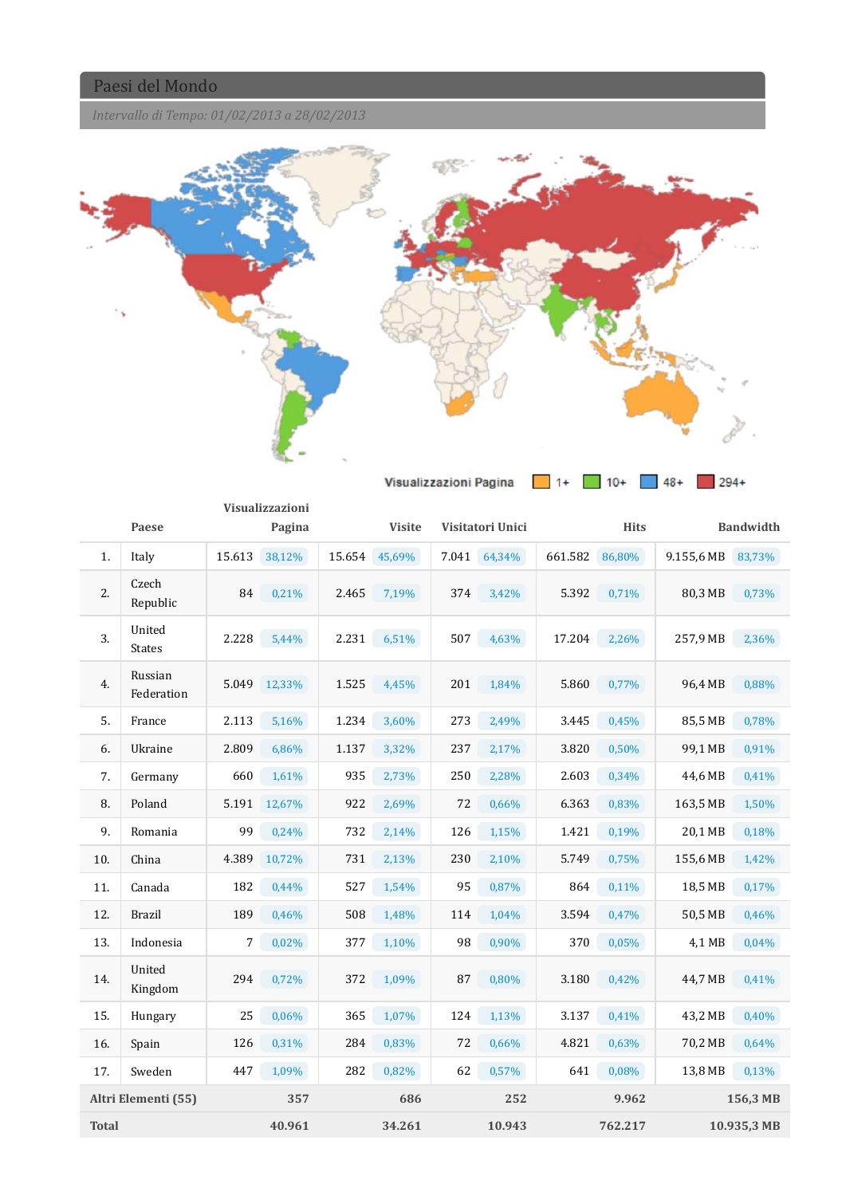## Paesi del Mondo

*Intervallo di Tempo: 01/02/2013 a 28/02/2013*

Visualizzazioni Pagina: 1+ | 10+ | 48+ | 294+

| | Paese | Visualizzazioni Pagina | | Visite | | Visitatori Unici | | Hits | | Bandwidth | |
|---|---|---|---|---|---|---|---|---|---|---|---|
| 1. | Italy | 15.613 | 38,12% | 15.654 | 45,69% | 7.041 | 64,34% | 661.582 | 86,80% | 9.155,6 MB | 83,73% |
| 2. | Czech Republic | 84 | 0,21% | 2.465 | 7,19% | 374 | 3,42% | 5.392 | 0,71% | 80,3 MB | 0,73% |
| 3. | United States | 2.228 | 5,44% | 2.231 | 6,51% | 507 | 4,63% | 17.204 | 2,26% | 257,9 MB | 2,36% |
| 4. | Russian Federation | 5.049 | 12,33% | 1.525 | 4,45% | 201 | 1,84% | 5.860 | 0,77% | 96,4 MB | 0,88% |
| 5. | France | 2.113 | 5,16% | 1.234 | 3,60% | 273 | 2,49% | 3.445 | 0,45% | 85,5 MB | 0,78% |
| 6. | Ukraine | 2.809 | 6,86% | 1.137 | 3,32% | 237 | 2,17% | 3.820 | 0,50% | 99,1 MB | 0,91% |
| 7. | Germany | 660 | 1,61% | 935 | 2,73% | 250 | 2,28% | 2.603 | 0,34% | 44,6 MB | 0,41% |
| 8. | Poland | 5.191 | 12,67% | 922 | 2,69% | 72 | 0,66% | 6.363 | 0,83% | 163,5 MB | 1,50% |
| 9. | Romania | 99 | 0,24% | 732 | 2,14% | 126 | 1,15% | 1.421 | 0,19% | 20,1 MB | 0,18% |
| 10. | China | 4.389 | 10,72% | 731 | 2,13% | 230 | 2,10% | 5.749 | 0,75% | 155,6 MB | 1,42% |
| 11. | Canada | 182 | 0,44% | 527 | 1,54% | 95 | 0,87% | 864 | 0,11% | 18,5 MB | 0,17% |
| 12. | Brazil | 189 | 0,46% | 508 | 1,48% | 114 | 1,04% | 3.594 | 0,47% | 50,5 MB | 0,46% |
| 13. | Indonesia | 7 | 0,02% | 377 | 1,10% | 98 | 0,90% | 370 | 0,05% | 4,1 MB | 0,04% |
| 14. | United Kingdom | 294 | 0,72% | 372 | 1,09% | 87 | 0,80% | 3.180 | 0,42% | 44,7 MB | 0,41% |
| 15. | Hungary | 25 | 0,06% | 365 | 1,07% | 124 | 1,13% | 3.137 | 0,41% | 43,2 MB | 0,40% |
| 16. | Spain | 126 | 0,31% | 284 | 0,83% | 72 | 0,66% | 4.821 | 0,63% | 70,2 MB | 0,64% |
| 17. | Sweden | 447 | 1,09% | 282 | 0,82% | 62 | 0,57% | 641 | 0,08% | 13,8 MB | 0,13% |
| **Altri Elementi (55)** | | **357** | | **686** | | **252** | | **9.962** | | **156,3 MB** | |
| **Total** | | **40.961** | | **34.261** | | **10.943** | | **762.217** | | **10.935,3 MB** | |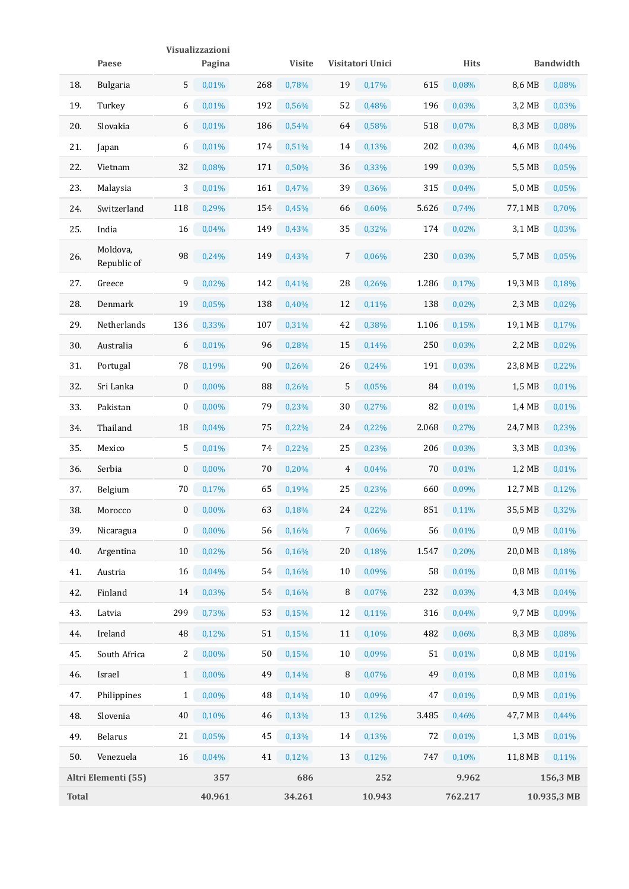| | Paese | Visualizzazioni Pagina | | Visite | | Visitatori Unici | | Hits | | Bandwidth | |
|---|---|---|---|---|---|---|---|---|---|---|---|
| 18. | Bulgaria | 5 | 0,01% | 268 | 0,78% | 19 | 0,17% | 615 | 0,08% | 8,6 MB | 0,08% |
| 19. | Turkey | 6 | 0,01% | 192 | 0,56% | 52 | 0,48% | 196 | 0,03% | 3,2 MB | 0,03% |
| 20. | Slovakia | 6 | 0,01% | 186 | 0,54% | 64 | 0,58% | 518 | 0,07% | 8,3 MB | 0,08% |
| 21. | Japan | 6 | 0,01% | 174 | 0,51% | 14 | 0,13% | 202 | 0,03% | 4,6 MB | 0,04% |
| 22. | Vietnam | 32 | 0,08% | 171 | 0,50% | 36 | 0,33% | 199 | 0,03% | 5,5 MB | 0,05% |
| 23. | Malaysia | 3 | 0,01% | 161 | 0,47% | 39 | 0,36% | 315 | 0,04% | 5,0 MB | 0,05% |
| 24. | Switzerland | 118 | 0,29% | 154 | 0,45% | 66 | 0,60% | 5.626 | 0,74% | 77,1 MB | 0,70% |
| 25. | India | 16 | 0,04% | 149 | 0,43% | 35 | 0,32% | 174 | 0,02% | 3,1 MB | 0,03% |
| 26. | Moldova, Republic of | 98 | 0,24% | 149 | 0,43% | 7 | 0,06% | 230 | 0,03% | 5,7 MB | 0,05% |
| 27. | Greece | 9 | 0,02% | 142 | 0,41% | 28 | 0,26% | 1.286 | 0,17% | 19,3 MB | 0,18% |
| 28. | Denmark | 19 | 0,05% | 138 | 0,40% | 12 | 0,11% | 138 | 0,02% | 2,3 MB | 0,02% |
| 29. | Netherlands | 136 | 0,33% | 107 | 0,31% | 42 | 0,38% | 1.106 | 0,15% | 19,1 MB | 0,17% |
| 30. | Australia | 6 | 0,01% | 96 | 0,28% | 15 | 0,14% | 250 | 0,03% | 2,2 MB | 0,02% |
| 31. | Portugal | 78 | 0,19% | 90 | 0,26% | 26 | 0,24% | 191 | 0,03% | 23,8 MB | 0,22% |
| 32. | Sri Lanka | 0 | 0,00% | 88 | 0,26% | 5 | 0,05% | 84 | 0,01% | 1,5 MB | 0,01% |
| 33. | Pakistan | 0 | 0,00% | 79 | 0,23% | 30 | 0,27% | 82 | 0,01% | 1,4 MB | 0,01% |
| 34. | Thailand | 18 | 0,04% | 75 | 0,22% | 24 | 0,22% | 2.068 | 0,27% | 24,7 MB | 0,23% |
| 35. | Mexico | 5 | 0,01% | 74 | 0,22% | 25 | 0,23% | 206 | 0,03% | 3,3 MB | 0,03% |
| 36. | Serbia | 0 | 0,00% | 70 | 0,20% | 4 | 0,04% | 70 | 0,01% | 1,2 MB | 0,01% |
| 37. | Belgium | 70 | 0,17% | 65 | 0,19% | 25 | 0,23% | 660 | 0,09% | 12,7 MB | 0,12% |
| 38. | Morocco | 0 | 0,00% | 63 | 0,18% | 24 | 0,22% | 851 | 0,11% | 35,5 MB | 0,32% |
| 39. | Nicaragua | 0 | 0,00% | 56 | 0,16% | 7 | 0,06% | 56 | 0,01% | 0,9 MB | 0,01% |
| 40. | Argentina | 10 | 0,02% | 56 | 0,16% | 20 | 0,18% | 1.547 | 0,20% | 20,0 MB | 0,18% |
| 41. | Austria | 16 | 0,04% | 54 | 0,16% | 10 | 0,09% | 58 | 0,01% | 0,8 MB | 0,01% |
| 42. | Finland | 14 | 0,03% | 54 | 0,16% | 8 | 0,07% | 232 | 0,03% | 4,3 MB | 0,04% |
| 43. | Latvia | 299 | 0,73% | 53 | 0,15% | 12 | 0,11% | 316 | 0,04% | 9,7 MB | 0,09% |
| 44. | Ireland | 48 | 0,12% | 51 | 0,15% | 11 | 0,10% | 482 | 0,06% | 8,3 MB | 0,08% |
| 45. | South Africa | 2 | 0,00% | 50 | 0,15% | 10 | 0,09% | 51 | 0,01% | 0,8 MB | 0,01% |
| 46. | Israel | 1 | 0,00% | 49 | 0,14% | 8 | 0,07% | 49 | 0,01% | 0,8 MB | 0,01% |
| 47. | Philippines | 1 | 0,00% | 48 | 0,14% | 10 | 0,09% | 47 | 0,01% | 0,9 MB | 0,01% |
| 48. | Slovenia | 40 | 0,10% | 46 | 0,13% | 13 | 0,12% | 3.485 | 0,46% | 47,7 MB | 0,44% |
| 49. | Belarus | 21 | 0,05% | 45 | 0,13% | 14 | 0,13% | 72 | 0,01% | 1,3 MB | 0,01% |
| 50. | Venezuela | 16 | 0,04% | 41 | 0,12% | 13 | 0,12% | 747 | 0,10% | 11,8 MB | 0,11% |
| **Altri Elementi (55)** | | **357** | | **686** | | **252** | | **9.962** | | **156,3 MB** | |
| **Total** | | **40.961** | | **34.261** | | **10.943** | | **762.217** | | **10.935,3 MB** | |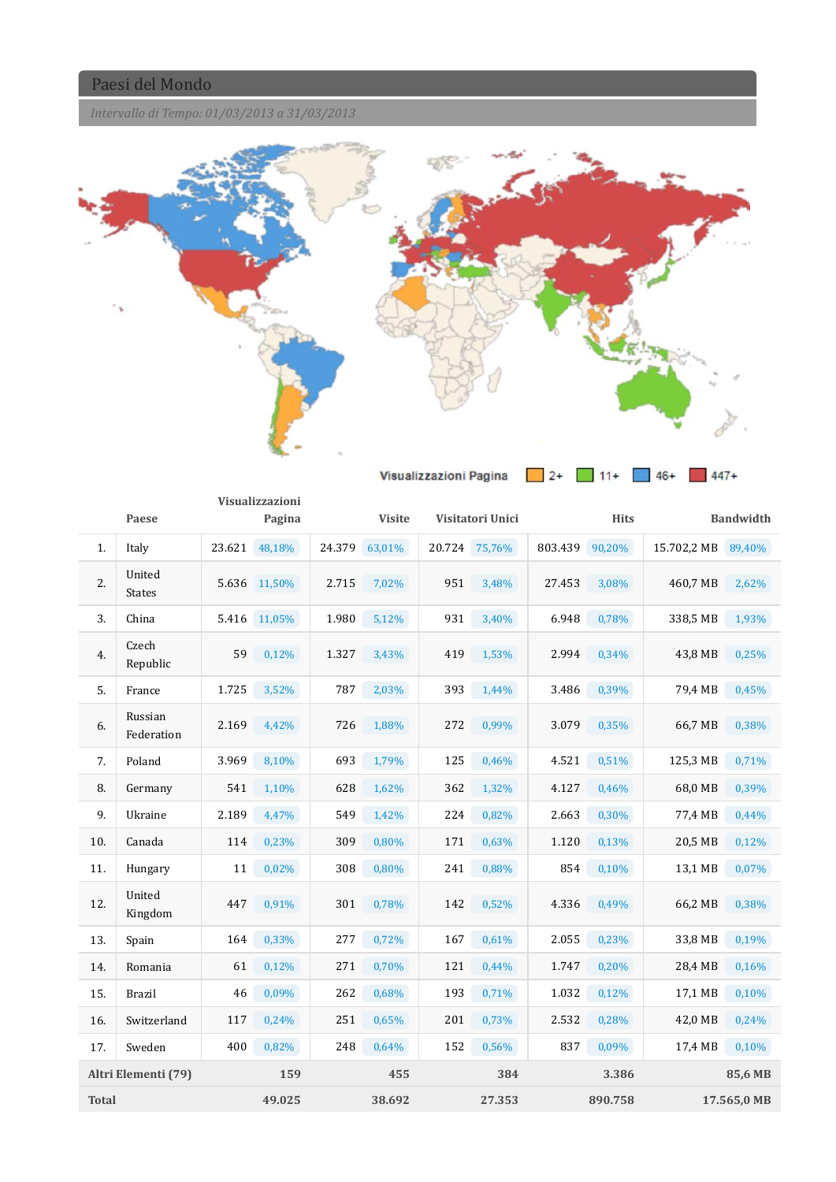## Paesi del Mondo

*Intervallo di Tempo: 01/03/2013 a 31/03/2013*

Visualizzazioni Pagina: 2+ | 11+ | 46+ | 447+

| | Paese | Visualizzazioni Pagina | | Visite | | Visitatori Unici | | Hits | | Bandwidth | |
|---|---|---|---|---|---|---|---|---|---|---|---|
| 1. | Italy | 23.621 | 48,18% | 24.379 | 63,01% | 20.724 | 75,76% | 803.439 | 90,20% | 15.702,2 MB | 89,40% |
| 2. | United States | 5.636 | 11,50% | 2.715 | 7,02% | 951 | 3,48% | 27.453 | 3,08% | 460,7 MB | 2,62% |
| 3. | China | 5.416 | 11,05% | 1.980 | 5,12% | 931 | 3,40% | 6.948 | 0,78% | 338,5 MB | 1,93% |
| 4. | Czech Republic | 59 | 0,12% | 1.327 | 3,43% | 419 | 1,53% | 2.994 | 0,34% | 43,8 MB | 0,25% |
| 5. | France | 1.725 | 3,52% | 787 | 2,03% | 393 | 1,44% | 3.486 | 0,39% | 79,4 MB | 0,45% |
| 6. | Russian Federation | 2.169 | 4,42% | 726 | 1,88% | 272 | 0,99% | 3.079 | 0,35% | 66,7 MB | 0,38% |
| 7. | Poland | 3.969 | 8,10% | 693 | 1,79% | 125 | 0,46% | 4.521 | 0,51% | 125,3 MB | 0,71% |
| 8. | Germany | 541 | 1,10% | 628 | 1,62% | 362 | 1,32% | 4.127 | 0,46% | 68,0 MB | 0,39% |
| 9. | Ukraine | 2.189 | 4,47% | 549 | 1,42% | 224 | 0,82% | 2.663 | 0,30% | 77,4 MB | 0,44% |
| 10. | Canada | 114 | 0,23% | 309 | 0,80% | 171 | 0,63% | 1.120 | 0,13% | 20,5 MB | 0,12% |
| 11. | Hungary | 11 | 0,02% | 308 | 0,80% | 241 | 0,88% | 854 | 0,10% | 13,1 MB | 0,07% |
| 12. | United Kingdom | 447 | 0,91% | 301 | 0,78% | 142 | 0,52% | 4.336 | 0,49% | 66,2 MB | 0,38% |
| 13. | Spain | 164 | 0,33% | 277 | 0,72% | 167 | 0,61% | 2.055 | 0,23% | 33,8 MB | 0,19% |
| 14. | Romania | 61 | 0,12% | 271 | 0,70% | 121 | 0,44% | 1.747 | 0,20% | 28,4 MB | 0,16% |
| 15. | Brazil | 46 | 0,09% | 262 | 0,68% | 193 | 0,71% | 1.032 | 0,12% | 17,1 MB | 0,10% |
| 16. | Switzerland | 117 | 0,24% | 251 | 0,65% | 201 | 0,73% | 2.532 | 0,28% | 42,0 MB | 0,24% |
| 17. | Sweden | 400 | 0,82% | 248 | 0,64% | 152 | 0,56% | 837 | 0,09% | 17,4 MB | 0,10% |
| **Altri Elementi (79)** | | 159 | | 455 | | 384 | | 3.386 | | 85,6 MB | |
| **Total** | | 49.025 | | 38.692 | | 27.353 | | 890.758 | | 17.565,0 MB | |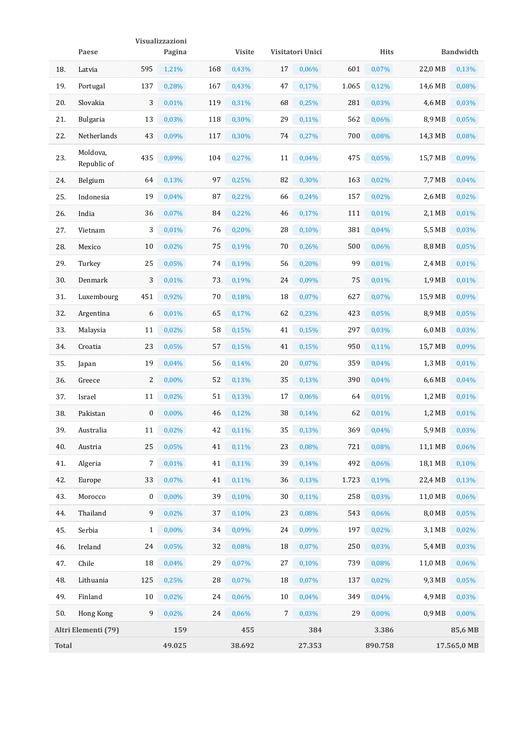| | Paese | Visualizzazioni Pagina | | Visite | | Visitatori Unici | | Hits | | Bandwidth | |
|---|---|---|---|---|---|---|---|---|---|---|---|
| 18. | Latvia | 595 | 1,21% | 168 | 0,43% | 17 | 0,06% | 601 | 0,07% | 22,0 MB | 0,13% |
| 19. | Portugal | 137 | 0,28% | 167 | 0,43% | 47 | 0,17% | 1.065 | 0,12% | 14,6 MB | 0,08% |
| 20. | Slovakia | 3 | 0,01% | 119 | 0,31% | 68 | 0,25% | 281 | 0,03% | 4,6 MB | 0,03% |
| 21. | Bulgaria | 13 | 0,03% | 118 | 0,30% | 29 | 0,11% | 562 | 0,06% | 8,9 MB | 0,05% |
| 22. | Netherlands | 43 | 0,09% | 117 | 0,30% | 74 | 0,27% | 700 | 0,08% | 14,3 MB | 0,08% |
| 23. | Moldova, Republic of | 435 | 0,89% | 104 | 0,27% | 11 | 0,04% | 475 | 0,05% | 15,7 MB | 0,09% |
| 24. | Belgium | 64 | 0,13% | 97 | 0,25% | 82 | 0,30% | 163 | 0,02% | 7,7 MB | 0,04% |
| 25. | Indonesia | 19 | 0,04% | 87 | 0,22% | 66 | 0,24% | 157 | 0,02% | 2,6 MB | 0,02% |
| 26. | India | 36 | 0,07% | 84 | 0,22% | 46 | 0,17% | 111 | 0,01% | 2,1 MB | 0,01% |
| 27. | Vietnam | 3 | 0,01% | 76 | 0,20% | 28 | 0,10% | 381 | 0,04% | 5,5 MB | 0,03% |
| 28. | Mexico | 10 | 0,02% | 75 | 0,19% | 70 | 0,26% | 500 | 0,06% | 8,8 MB | 0,05% |
| 29. | Turkey | 25 | 0,05% | 74 | 0,19% | 56 | 0,20% | 99 | 0,01% | 2,4 MB | 0,01% |
| 30. | Denmark | 3 | 0,01% | 73 | 0,19% | 24 | 0,09% | 75 | 0,01% | 1,9 MB | 0,01% |
| 31. | Luxembourg | 451 | 0,92% | 70 | 0,18% | 18 | 0,07% | 627 | 0,07% | 15,9 MB | 0,09% |
| 32. | Argentina | 6 | 0,01% | 65 | 0,17% | 62 | 0,23% | 423 | 0,05% | 8,9 MB | 0,05% |
| 33. | Malaysia | 11 | 0,02% | 58 | 0,15% | 41 | 0,15% | 297 | 0,03% | 6,0 MB | 0,03% |
| 34. | Croatia | 23 | 0,05% | 57 | 0,15% | 41 | 0,15% | 950 | 0,11% | 15,7 MB | 0,09% |
| 35. | Japan | 19 | 0,04% | 56 | 0,14% | 20 | 0,07% | 359 | 0,04% | 1,3 MB | 0,01% |
| 36. | Greece | 2 | 0,00% | 52 | 0,13% | 35 | 0,13% | 390 | 0,04% | 6,6 MB | 0,04% |
| 37. | Israel | 11 | 0,02% | 51 | 0,13% | 17 | 0,06% | 64 | 0,01% | 1,2 MB | 0,01% |
| 38. | Pakistan | 0 | 0,00% | 46 | 0,12% | 38 | 0,14% | 62 | 0,01% | 1,2 MB | 0,01% |
| 39. | Australia | 11 | 0,02% | 42 | 0,11% | 35 | 0,13% | 369 | 0,04% | 5,9 MB | 0,03% |
| 40. | Austria | 25 | 0,05% | 41 | 0,11% | 23 | 0,08% | 721 | 0,08% | 11,1 MB | 0,06% |
| 41. | Algeria | 7 | 0,01% | 41 | 0,11% | 39 | 0,14% | 492 | 0,06% | 18,1 MB | 0,10% |
| 42. | Europe | 33 | 0,07% | 41 | 0,11% | 36 | 0,13% | 1.723 | 0,19% | 22,4 MB | 0,13% |
| 43. | Morocco | 0 | 0,00% | 39 | 0,10% | 30 | 0,11% | 258 | 0,03% | 11,0 MB | 0,06% |
| 44. | Thailand | 9 | 0,02% | 37 | 0,10% | 23 | 0,08% | 543 | 0,06% | 8,0 MB | 0,05% |
| 45. | Serbia | 1 | 0,00% | 34 | 0,09% | 24 | 0,09% | 197 | 0,02% | 3,1 MB | 0,02% |
| 46. | Ireland | 24 | 0,05% | 32 | 0,08% | 18 | 0,07% | 250 | 0,03% | 5,4 MB | 0,03% |
| 47. | Chile | 18 | 0,04% | 29 | 0,07% | 27 | 0,10% | 739 | 0,08% | 11,0 MB | 0,06% |
| 48. | Lithuania | 125 | 0,25% | 28 | 0,07% | 18 | 0,07% | 137 | 0,02% | 9,3 MB | 0,05% |
| 49. | Finland | 10 | 0,02% | 24 | 0,06% | 10 | 0,04% | 349 | 0,04% | 4,9 MB | 0,03% |
| 50. | Hong Kong | 9 | 0,02% | 24 | 0,06% | 7 | 0,03% | 29 | 0,00% | 0,9 MB | 0,00% |
| **Altri Elementi (79)** | | **159** | | **455** | | **384** | | **3.386** | | **85,6 MB** | |
| **Total** | | **49.025** | | **38.692** | | **27.353** | | **890.758** | | **17.565,0 MB** | |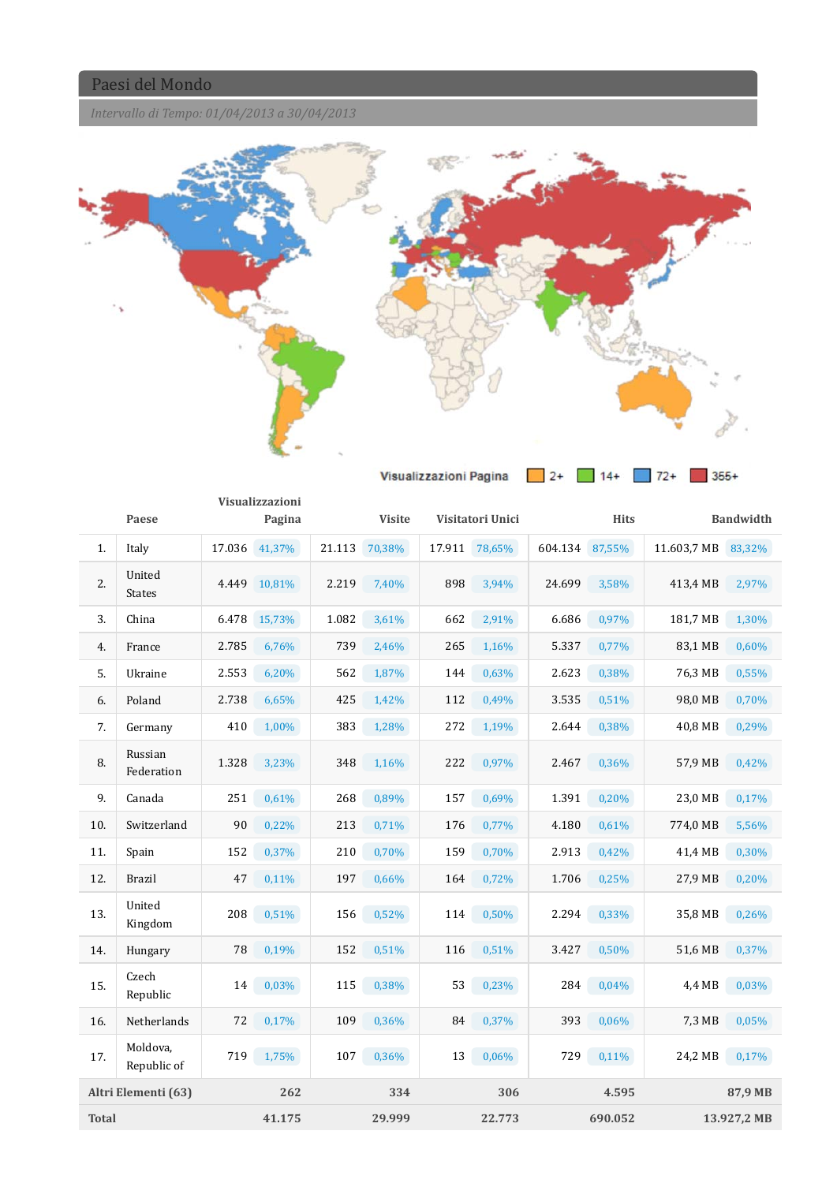## Paesi del Mondo

*Intervallo di Tempo: 01/04/2013 a 30/04/2013*

Visualizzazioni Pagina: 2+ | 14+ | 72+ | 355+

| | Paese | Visualizzazioni Pagina | | Visite | | Visitatori Unici | | Hits | | Bandwidth | |
|---|---|---|---|---|---|---|---|---|---|---|---|
| 1. | Italy | 17.036 | 41,37% | 21.113 | 70,38% | 17.911 | 78,65% | 604.134 | 87,55% | 11.603,7 MB | 83,32% |
| 2. | United States | 4.449 | 10,81% | 2.219 | 7,40% | 898 | 3,94% | 24.699 | 3,58% | 413,4 MB | 2,97% |
| 3. | China | 6.478 | 15,73% | 1.082 | 3,61% | 662 | 2,91% | 6.686 | 0,97% | 181,7 MB | 1,30% |
| 4. | France | 2.785 | 6,76% | 739 | 2,46% | 265 | 1,16% | 5.337 | 0,77% | 83,1 MB | 0,60% |
| 5. | Ukraine | 2.553 | 6,20% | 562 | 1,87% | 144 | 0,63% | 2.623 | 0,38% | 76,3 MB | 0,55% |
| 6. | Poland | 2.738 | 6,65% | 425 | 1,42% | 112 | 0,49% | 3.535 | 0,51% | 98,0 MB | 0,70% |
| 7. | Germany | 410 | 1,00% | 383 | 1,28% | 272 | 1,19% | 2.644 | 0,38% | 40,8 MB | 0,29% |
| 8. | Russian Federation | 1.328 | 3,23% | 348 | 1,16% | 222 | 0,97% | 2.467 | 0,36% | 57,9 MB | 0,42% |
| 9. | Canada | 251 | 0,61% | 268 | 0,89% | 157 | 0,69% | 1.391 | 0,20% | 23,0 MB | 0,17% |
| 10. | Switzerland | 90 | 0,22% | 213 | 0,71% | 176 | 0,77% | 4.180 | 0,61% | 774,0 MB | 5,56% |
| 11. | Spain | 152 | 0,37% | 210 | 0,70% | 159 | 0,70% | 2.913 | 0,42% | 41,4 MB | 0,30% |
| 12. | Brazil | 47 | 0,11% | 197 | 0,66% | 164 | 0,72% | 1.706 | 0,25% | 27,9 MB | 0,20% |
| 13. | United Kingdom | 208 | 0,51% | 156 | 0,52% | 114 | 0,50% | 2.294 | 0,33% | 35,8 MB | 0,26% |
| 14. | Hungary | 78 | 0,19% | 152 | 0,51% | 116 | 0,51% | 3.427 | 0,50% | 51,6 MB | 0,37% |
| 15. | Czech Republic | 14 | 0,03% | 115 | 0,38% | 53 | 0,23% | 284 | 0,04% | 4,4 MB | 0,03% |
| 16. | Netherlands | 72 | 0,17% | 109 | 0,36% | 84 | 0,37% | 393 | 0,06% | 7,3 MB | 0,05% |
| 17. | Moldova, Republic of | 719 | 1,75% | 107 | 0,36% | 13 | 0,06% | 729 | 0,11% | 24,2 MB | 0,17% |
| **Altri Elementi (63)** | | **262** | | **334** | | **306** | | **4.595** | | **87,9 MB** | |
| **Total** | | **41.175** | | **29.999** | | **22.773** | | **690.052** | | **13.927,2 MB** | |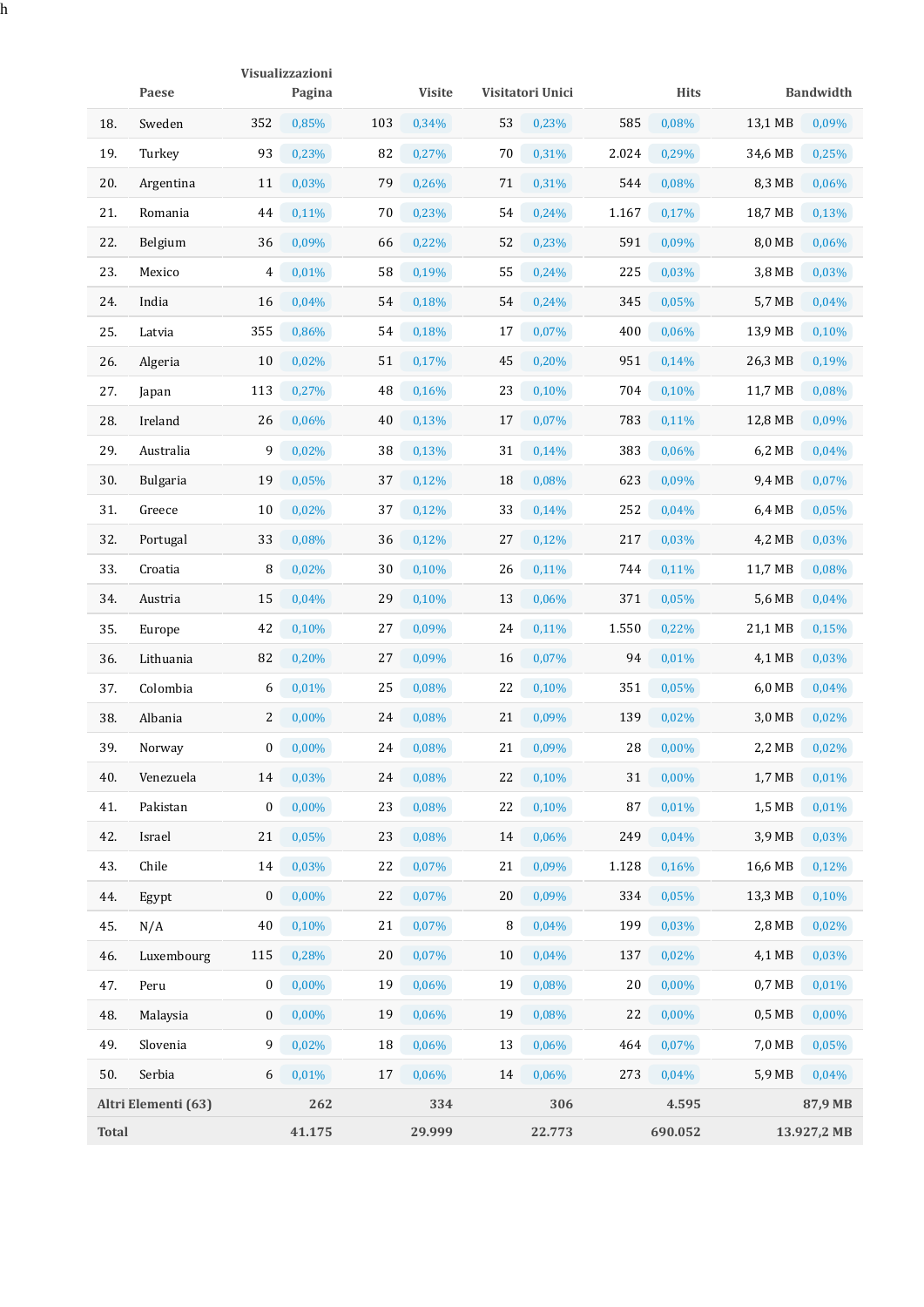h

| | Paese | Visualizzazioni Pagina | | Visite | | Visitatori Unici | | Hits | | Bandwidth | |
|---|---|---|---|---|---|---|---|---|---|---|---|
| 18. | Sweden | 352 | 0,85% | 103 | 0,34% | 53 | 0,23% | 585 | 0,08% | 13,1 MB | 0,09% |
| 19. | Turkey | 93 | 0,23% | 82 | 0,27% | 70 | 0,31% | 2.024 | 0,29% | 34,6 MB | 0,25% |
| 20. | Argentina | 11 | 0,03% | 79 | 0,26% | 71 | 0,31% | 544 | 0,08% | 8,3 MB | 0,06% |
| 21. | Romania | 44 | 0,11% | 70 | 0,23% | 54 | 0,24% | 1.167 | 0,17% | 18,7 MB | 0,13% |
| 22. | Belgium | 36 | 0,09% | 66 | 0,22% | 52 | 0,23% | 591 | 0,09% | 8,0 MB | 0,06% |
| 23. | Mexico | 4 | 0,01% | 58 | 0,19% | 55 | 0,24% | 225 | 0,03% | 3,8 MB | 0,03% |
| 24. | India | 16 | 0,04% | 54 | 0,18% | 54 | 0,24% | 345 | 0,05% | 5,7 MB | 0,04% |
| 25. | Latvia | 355 | 0,86% | 54 | 0,18% | 17 | 0,07% | 400 | 0,06% | 13,9 MB | 0,10% |
| 26. | Algeria | 10 | 0,02% | 51 | 0,17% | 45 | 0,20% | 951 | 0,14% | 26,3 MB | 0,19% |
| 27. | Japan | 113 | 0,27% | 48 | 0,16% | 23 | 0,10% | 704 | 0,10% | 11,7 MB | 0,08% |
| 28. | Ireland | 26 | 0,06% | 40 | 0,13% | 17 | 0,07% | 783 | 0,11% | 12,8 MB | 0,09% |
| 29. | Australia | 9 | 0,02% | 38 | 0,13% | 31 | 0,14% | 383 | 0,06% | 6,2 MB | 0,04% |
| 30. | Bulgaria | 19 | 0,05% | 37 | 0,12% | 18 | 0,08% | 623 | 0,09% | 9,4 MB | 0,07% |
| 31. | Greece | 10 | 0,02% | 37 | 0,12% | 33 | 0,14% | 252 | 0,04% | 6,4 MB | 0,05% |
| 32. | Portugal | 33 | 0,08% | 36 | 0,12% | 27 | 0,12% | 217 | 0,03% | 4,2 MB | 0,03% |
| 33. | Croatia | 8 | 0,02% | 30 | 0,10% | 26 | 0,11% | 744 | 0,11% | 11,7 MB | 0,08% |
| 34. | Austria | 15 | 0,04% | 29 | 0,10% | 13 | 0,06% | 371 | 0,05% | 5,6 MB | 0,04% |
| 35. | Europe | 42 | 0,10% | 27 | 0,09% | 24 | 0,11% | 1.550 | 0,22% | 21,1 MB | 0,15% |
| 36. | Lithuania | 82 | 0,20% | 27 | 0,09% | 16 | 0,07% | 94 | 0,01% | 4,1 MB | 0,03% |
| 37. | Colombia | 6 | 0,01% | 25 | 0,08% | 22 | 0,10% | 351 | 0,05% | 6,0 MB | 0,04% |
| 38. | Albania | 2 | 0,00% | 24 | 0,08% | 21 | 0,09% | 139 | 0,02% | 3,0 MB | 0,02% |
| 39. | Norway | 0 | 0,00% | 24 | 0,08% | 21 | 0,09% | 28 | 0,00% | 2,2 MB | 0,02% |
| 40. | Venezuela | 14 | 0,03% | 24 | 0,08% | 22 | 0,10% | 31 | 0,00% | 1,7 MB | 0,01% |
| 41. | Pakistan | 0 | 0,00% | 23 | 0,08% | 22 | 0,10% | 87 | 0,01% | 1,5 MB | 0,01% |
| 42. | Israel | 21 | 0,05% | 23 | 0,08% | 14 | 0,06% | 249 | 0,04% | 3,9 MB | 0,03% |
| 43. | Chile | 14 | 0,03% | 22 | 0,07% | 21 | 0,09% | 1.128 | 0,16% | 16,6 MB | 0,12% |
| 44. | Egypt | 0 | 0,00% | 22 | 0,07% | 20 | 0,09% | 334 | 0,05% | 13,3 MB | 0,10% |
| 45. | N/A | 40 | 0,10% | 21 | 0,07% | 8 | 0,04% | 199 | 0,03% | 2,8 MB | 0,02% |
| 46. | Luxembourg | 115 | 0,28% | 20 | 0,07% | 10 | 0,04% | 137 | 0,02% | 4,1 MB | 0,03% |
| 47. | Peru | 0 | 0,00% | 19 | 0,06% | 19 | 0,08% | 20 | 0,00% | 0,7 MB | 0,01% |
| 48. | Malaysia | 0 | 0,00% | 19 | 0,06% | 19 | 0,08% | 22 | 0,00% | 0,5 MB | 0,00% |
| 49. | Slovenia | 9 | 0,02% | 18 | 0,06% | 13 | 0,06% | 464 | 0,07% | 7,0 MB | 0,05% |
| 50. | Serbia | 6 | 0,01% | 17 | 0,06% | 14 | 0,06% | 273 | 0,04% | 5,9 MB | 0,04% |
| **Altri Elementi (63)** | | **262** | | **334** | | **306** | | **4.595** | | **87,9 MB** | |
| **Total** | | **41.175** | | **29.999** | | **22.773** | | **690.052** | | **13.927,2 MB** | |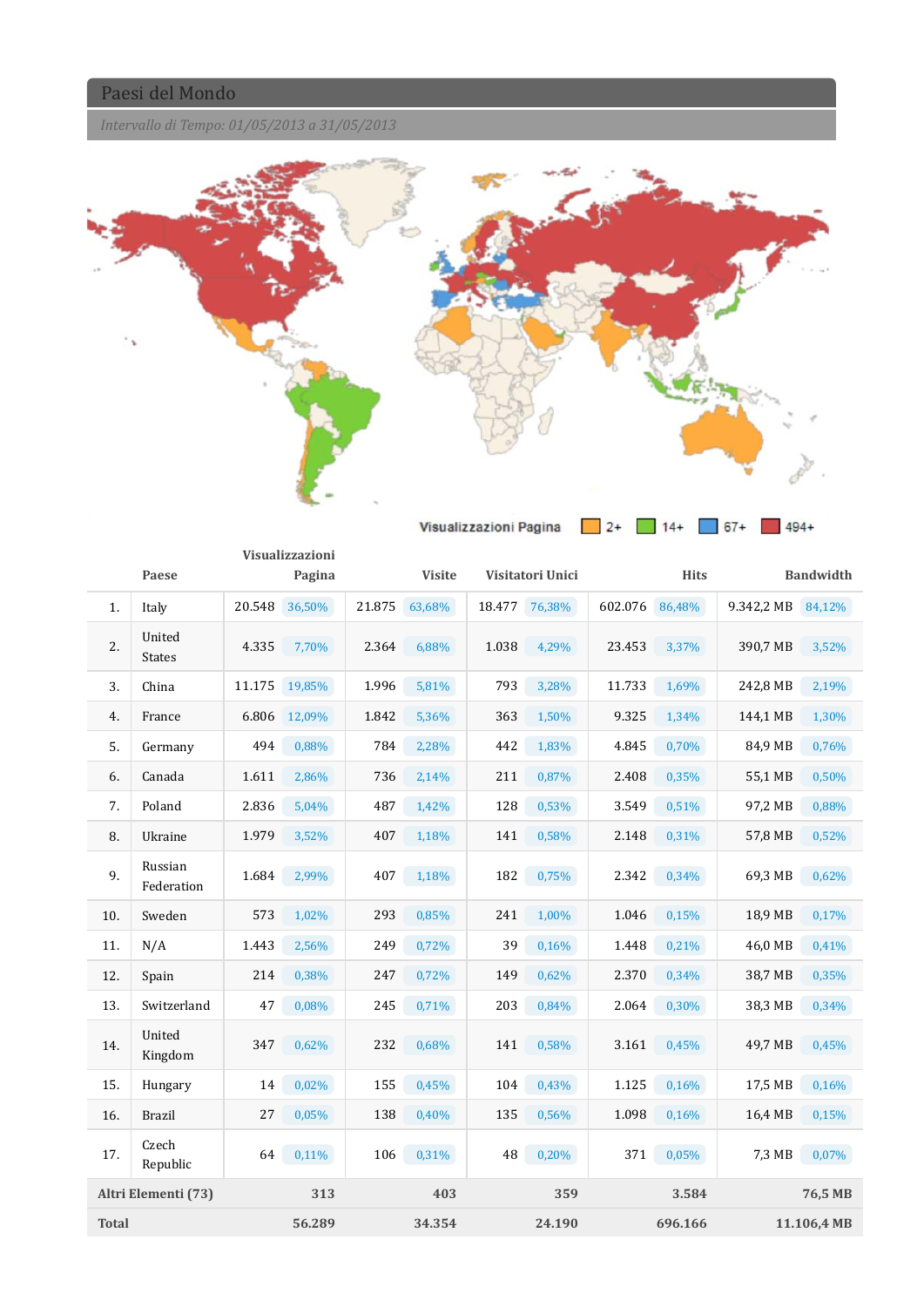## Paesi del Mondo

*Intervallo di Tempo: 01/05/2013 a 31/05/2013*

Visualizzazioni Pagina: 2+ | 14+ | 67+ | 494+

| | Paese | Visualizzazioni Pagina | | Visite | | Visitatori Unici | | Hits | | Bandwidth | |
|---|---|---|---|---|---|---|---|---|---|---|---|
| 1. | Italy | 20.548 | 36,50% | 21.875 | 63,68% | 18.477 | 76,38% | 602.076 | 86,48% | 9.342,2 MB | 84,12% |
| 2. | United States | 4.335 | 7,70% | 2.364 | 6,88% | 1.038 | 4,29% | 23.453 | 3,37% | 390,7 MB | 3,52% |
| 3. | China | 11.175 | 19,85% | 1.996 | 5,81% | 793 | 3,28% | 11.733 | 1,69% | 242,8 MB | 2,19% |
| 4. | France | 6.806 | 12,09% | 1.842 | 5,36% | 363 | 1,50% | 9.325 | 1,34% | 144,1 MB | 1,30% |
| 5. | Germany | 494 | 0,88% | 784 | 2,28% | 442 | 1,83% | 4.845 | 0,70% | 84,9 MB | 0,76% |
| 6. | Canada | 1.611 | 2,86% | 736 | 2,14% | 211 | 0,87% | 2.408 | 0,35% | 55,1 MB | 0,50% |
| 7. | Poland | 2.836 | 5,04% | 487 | 1,42% | 128 | 0,53% | 3.549 | 0,51% | 97,2 MB | 0,88% |
| 8. | Ukraine | 1.979 | 3,52% | 407 | 1,18% | 141 | 0,58% | 2.148 | 0,31% | 57,8 MB | 0,52% |
| 9. | Russian Federation | 1.684 | 2,99% | 407 | 1,18% | 182 | 0,75% | 2.342 | 0,34% | 69,3 MB | 0,62% |
| 10. | Sweden | 573 | 1,02% | 293 | 0,85% | 241 | 1,00% | 1.046 | 0,15% | 18,9 MB | 0,17% |
| 11. | N/A | 1.443 | 2,56% | 249 | 0,72% | 39 | 0,16% | 1.448 | 0,21% | 46,0 MB | 0,41% |
| 12. | Spain | 214 | 0,38% | 247 | 0,72% | 149 | 0,62% | 2.370 | 0,34% | 38,7 MB | 0,35% |
| 13. | Switzerland | 47 | 0,08% | 245 | 0,71% | 203 | 0,84% | 2.064 | 0,30% | 38,3 MB | 0,34% |
| 14. | United Kingdom | 347 | 0,62% | 232 | 0,68% | 141 | 0,58% | 3.161 | 0,45% | 49,7 MB | 0,45% |
| 15. | Hungary | 14 | 0,02% | 155 | 0,45% | 104 | 0,43% | 1.125 | 0,16% | 17,5 MB | 0,16% |
| 16. | Brazil | 27 | 0,05% | 138 | 0,40% | 135 | 0,56% | 1.098 | 0,16% | 16,4 MB | 0,15% |
| 17. | Czech Republic | 64 | 0,11% | 106 | 0,31% | 48 | 0,20% | 371 | 0,05% | 7,3 MB | 0,07% |
| **Altri Elementi (73)** | | **313** | | **403** | | **359** | | **3.584** | | **76,5 MB** | |
| **Total** | | **56.289** | | **34.354** | | **24.190** | | **696.166** | | **11.106,4 MB** | |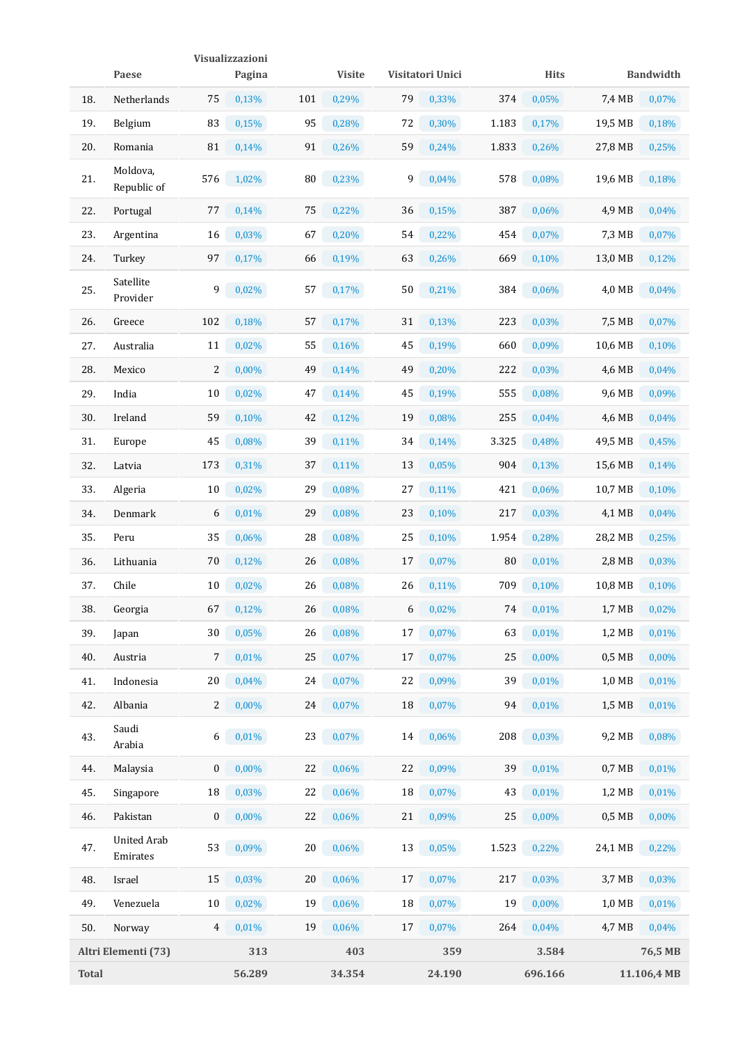| | Paese | Visualizzazioni Pagina | | Visite | | Visitatori Unici | | Hits | | Bandwidth | |
|---|---|---|---|---|---|---|---|---|---|---|---|
| 18. | Netherlands | 75 | 0,13% | 101 | 0,29% | 79 | 0,33% | 374 | 0,05% | 7,4 MB | 0,07% |
| 19. | Belgium | 83 | 0,15% | 95 | 0,28% | 72 | 0,30% | 1.183 | 0,17% | 19,5 MB | 0,18% |
| 20. | Romania | 81 | 0,14% | 91 | 0,26% | 59 | 0,24% | 1.833 | 0,26% | 27,8 MB | 0,25% |
| 21. | Moldova, Republic of | 576 | 1,02% | 80 | 0,23% | 9 | 0,04% | 578 | 0,08% | 19,6 MB | 0,18% |
| 22. | Portugal | 77 | 0,14% | 75 | 0,22% | 36 | 0,15% | 387 | 0,06% | 4,9 MB | 0,04% |
| 23. | Argentina | 16 | 0,03% | 67 | 0,20% | 54 | 0,22% | 454 | 0,07% | 7,3 MB | 0,07% |
| 24. | Turkey | 97 | 0,17% | 66 | 0,19% | 63 | 0,26% | 669 | 0,10% | 13,0 MB | 0,12% |
| 25. | Satellite Provider | 9 | 0,02% | 57 | 0,17% | 50 | 0,21% | 384 | 0,06% | 4,0 MB | 0,04% |
| 26. | Greece | 102 | 0,18% | 57 | 0,17% | 31 | 0,13% | 223 | 0,03% | 7,5 MB | 0,07% |
| 27. | Australia | 11 | 0,02% | 55 | 0,16% | 45 | 0,19% | 660 | 0,09% | 10,6 MB | 0,10% |
| 28. | Mexico | 2 | 0,00% | 49 | 0,14% | 49 | 0,20% | 222 | 0,03% | 4,6 MB | 0,04% |
| 29. | India | 10 | 0,02% | 47 | 0,14% | 45 | 0,19% | 555 | 0,08% | 9,6 MB | 0,09% |
| 30. | Ireland | 59 | 0,10% | 42 | 0,12% | 19 | 0,08% | 255 | 0,04% | 4,6 MB | 0,04% |
| 31. | Europe | 45 | 0,08% | 39 | 0,11% | 34 | 0,14% | 3.325 | 0,48% | 49,5 MB | 0,45% |
| 32. | Latvia | 173 | 0,31% | 37 | 0,11% | 13 | 0,05% | 904 | 0,13% | 15,6 MB | 0,14% |
| 33. | Algeria | 10 | 0,02% | 29 | 0,08% | 27 | 0,11% | 421 | 0,06% | 10,7 MB | 0,10% |
| 34. | Denmark | 6 | 0,01% | 29 | 0,08% | 23 | 0,10% | 217 | 0,03% | 4,1 MB | 0,04% |
| 35. | Peru | 35 | 0,06% | 28 | 0,08% | 25 | 0,10% | 1.954 | 0,28% | 28,2 MB | 0,25% |
| 36. | Lithuania | 70 | 0,12% | 26 | 0,08% | 17 | 0,07% | 80 | 0,01% | 2,8 MB | 0,03% |
| 37. | Chile | 10 | 0,02% | 26 | 0,08% | 26 | 0,11% | 709 | 0,10% | 10,8 MB | 0,10% |
| 38. | Georgia | 67 | 0,12% | 26 | 0,08% | 6 | 0,02% | 74 | 0,01% | 1,7 MB | 0,02% |
| 39. | Japan | 30 | 0,05% | 26 | 0,08% | 17 | 0,07% | 63 | 0,01% | 1,2 MB | 0,01% |
| 40. | Austria | 7 | 0,01% | 25 | 0,07% | 17 | 0,07% | 25 | 0,00% | 0,5 MB | 0,00% |
| 41. | Indonesia | 20 | 0,04% | 24 | 0,07% | 22 | 0,09% | 39 | 0,01% | 1,0 MB | 0,01% |
| 42. | Albania | 2 | 0,00% | 24 | 0,07% | 18 | 0,07% | 94 | 0,01% | 1,5 MB | 0,01% |
| 43. | Saudi Arabia | 6 | 0,01% | 23 | 0,07% | 14 | 0,06% | 208 | 0,03% | 9,2 MB | 0,08% |
| 44. | Malaysia | 0 | 0,00% | 22 | 0,06% | 22 | 0,09% | 39 | 0,01% | 0,7 MB | 0,01% |
| 45. | Singapore | 18 | 0,03% | 22 | 0,06% | 18 | 0,07% | 43 | 0,01% | 1,2 MB | 0,01% |
| 46. | Pakistan | 0 | 0,00% | 22 | 0,06% | 21 | 0,09% | 25 | 0,00% | 0,5 MB | 0,00% |
| 47. | United Arab Emirates | 53 | 0,09% | 20 | 0,06% | 13 | 0,05% | 1.523 | 0,22% | 24,1 MB | 0,22% |
| 48. | Israel | 15 | 0,03% | 20 | 0,06% | 17 | 0,07% | 217 | 0,03% | 3,7 MB | 0,03% |
| 49. | Venezuela | 10 | 0,02% | 19 | 0,06% | 18 | 0,07% | 19 | 0,00% | 1,0 MB | 0,01% |
| 50. | Norway | 4 | 0,01% | 19 | 0,06% | 17 | 0,07% | 264 | 0,04% | 4,7 MB | 0,04% |
| **Altri Elementi (73)** | | **313** | | **403** | | **359** | | **3.584** | | **76,5 MB** | |
| **Total** | | **56.289** | | **34.354** | | **24.190** | | **696.166** | | **11.106,4 MB** | |